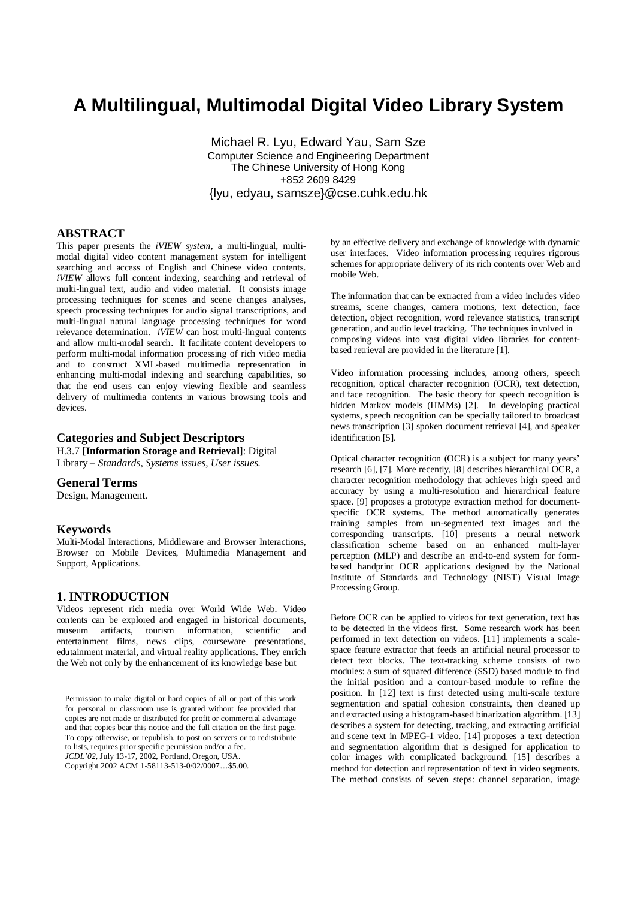# A Multilingual, Multimodal Digital Video Library System

Michael R. Lyu, Edward Yau, Sam Sze
Computer Science and Engineering Department
The Chinese University of Hong Kong
+852 2609 8429
{lyu, edyau, samsze}@cse.cuhk.edu.hk

## ABSTRACT

This paper presents the *iVIEW system*, a multi-lingual, multi-modal digital video content management system for intelligent searching and access of English and Chinese video contents. *iVIEW* allows full content indexing, searching and retrieval of multi-lingual text, audio and video material. It consists image processing techniques for scenes and scene changes analyses, speech processing techniques for audio signal transcriptions, and multi-lingual natural language processing techniques for word relevance determination. *iVIEW* can host multi-lingual contents and allow multi-modal search. It facilitate content developers to perform multi-modal information processing of rich video media and to construct XML-based multimedia representation in enhancing multi-modal indexing and searching capabilities, so that the end users can enjoy viewing flexible and seamless delivery of multimedia contents in various browsing tools and devices.

## Categories and Subject Descriptors

H.3.7 [**Information Storage and Retrieval**]: Digital Library – *Standards, Systems issues, User issues.*

## General Terms

Design, Management.

## Keywords

Multi-Modal Interactions, Middleware and Browser Interactions, Browser on Mobile Devices, Multimedia Management and Support, Applications.

## 1. INTRODUCTION

Videos represent rich media over World Wide Web. Video contents can be explored and engaged in historical documents, museum artifacts, tourism information, scientific and entertainment films, news clips, courseware presentations, edutainment material, and virtual reality applications. They enrich the Web not only by the enhancement of its knowledge base but by an effective delivery and exchange of knowledge with dynamic user interfaces. Video information processing requires rigorous schemes for appropriate delivery of its rich contents over Web and mobile Web.

The information that can be extracted from a video includes video streams, scene changes, camera motions, text detection, face detection, object recognition, word relevance statistics, transcript generation, and audio level tracking. The techniques involved in composing videos into vast digital video libraries for content-based retrieval are provided in the literature [1].

Video information processing includes, among others, speech recognition, optical character recognition (OCR), text detection, and face recognition. The basic theory for speech recognition is hidden Markov models (HMMs) [2]. In developing practical systems, speech recognition can be specially tailored to broadcast news transcription [3] spoken document retrieval [4], and speaker identification [5].

Optical character recognition (OCR) is a subject for many years' research [6], [7]. More recently, [8] describes hierarchical OCR, a character recognition methodology that achieves high speed and accuracy by using a multi-resolution and hierarchical feature space. [9] proposes a prototype extraction method for document-specific OCR systems. The method automatically generates training samples from un-segmented text images and the corresponding transcripts. [10] presents a neural network classification scheme based on an enhanced multi-layer perception (MLP) and describe an end-to-end system for form-based handprint OCR applications designed by the National Institute of Standards and Technology (NIST) Visual Image Processing Group.

Before OCR can be applied to videos for text generation, text has to be detected in the videos first. Some research work has been performed in text detection on videos. [11] implements a scale-space feature extractor that feeds an artificial neural processor to detect text blocks. The text-tracking scheme consists of two modules: a sum of squared difference (SSD) based module to find the initial position and a contour-based module to refine the position. In [12] text is first detected using multi-scale texture segmentation and spatial cohesion constraints, then cleaned up and extracted using a histogram-based binarization algorithm. [13] describes a system for detecting, tracking, and extracting artificial and scene text in MPEG-1 video. [14] proposes a text detection and segmentation algorithm that is designed for application to color images with complicated background. [15] describes a method for detection and representation of text in video segments. The method consists of seven steps: channel separation, image

Permission to make digital or hard copies of all or part of this work for personal or classroom use is granted without fee provided that copies are not made or distributed for profit or commercial advantage and that copies bear this notice and the full citation on the first page. To copy otherwise, or republish, to post on servers or to redistribute to lists, requires prior specific permission and/or a fee.
*JCDL'02*, July 13-17, 2002, Portland, Oregon, USA.
Copyright 2002 ACM 1-58113-513-0/02/0007…$5.00.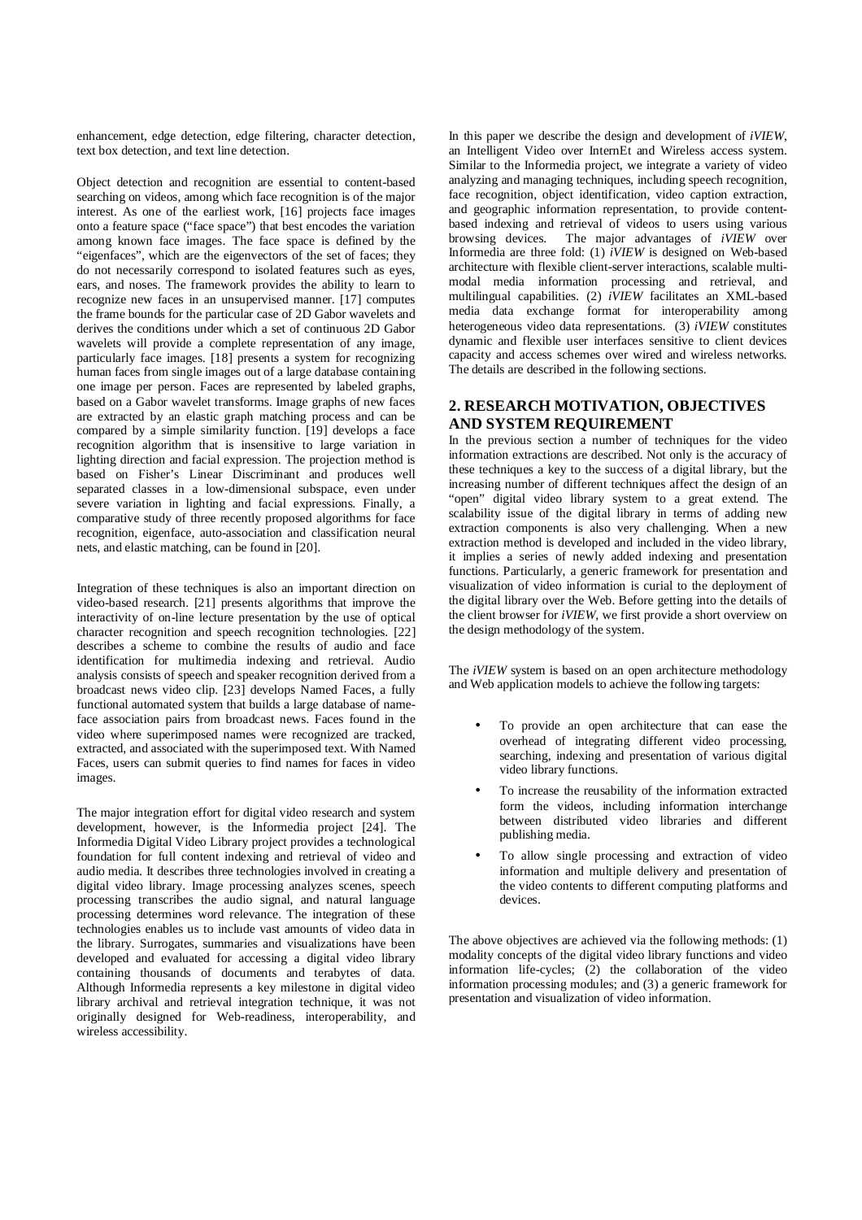enhancement, edge detection, edge filtering, character detection, text box detection, and text line detection.

Object detection and recognition are essential to content-based searching on videos, among which face recognition is of the major interest. As one of the earliest work, [16] projects face images onto a feature space ("face space") that best encodes the variation among known face images. The face space is defined by the "eigenfaces", which are the eigenvectors of the set of faces; they do not necessarily correspond to isolated features such as eyes, ears, and noses. The framework provides the ability to learn to recognize new faces in an unsupervised manner. [17] computes the frame bounds for the particular case of 2D Gabor wavelets and derives the conditions under which a set of continuous 2D Gabor wavelets will provide a complete representation of any image, particularly face images. [18] presents a system for recognizing human faces from single images out of a large database containing one image per person. Faces are represented by labeled graphs, based on a Gabor wavelet transforms. Image graphs of new faces are extracted by an elastic graph matching process and can be compared by a simple similarity function. [19] develops a face recognition algorithm that is insensitive to large variation in lighting direction and facial expression. The projection method is based on Fisher's Linear Discriminant and produces well separated classes in a low-dimensional subspace, even under severe variation in lighting and facial expressions. Finally, a comparative study of three recently proposed algorithms for face recognition, eigenface, auto-association and classification neural nets, and elastic matching, can be found in [20].

Integration of these techniques is also an important direction on video-based research. [21] presents algorithms that improve the interactivity of on-line lecture presentation by the use of optical character recognition and speech recognition technologies. [22] describes a scheme to combine the results of audio and face identification for multimedia indexing and retrieval. Audio analysis consists of speech and speaker recognition derived from a broadcast news video clip. [23] develops Named Faces, a fully functional automated system that builds a large database of name-face association pairs from broadcast news. Faces found in the video where superimposed names were recognized are tracked, extracted, and associated with the superimposed text. With Named Faces, users can submit queries to find names for faces in video images.

The major integration effort for digital video research and system development, however, is the Informedia project [24]. The Informedia Digital Video Library project provides a technological foundation for full content indexing and retrieval of video and audio media. It describes three technologies involved in creating a digital video library. Image processing analyzes scenes, speech processing transcribes the audio signal, and natural language processing determines word relevance. The integration of these technologies enables us to include vast amounts of video data in the library. Surrogates, summaries and visualizations have been developed and evaluated for accessing a digital video library containing thousands of documents and terabytes of data. Although Informedia represents a key milestone in digital video library archival and retrieval integration technique, it was not originally designed for Web-readiness, interoperability, and wireless accessibility.

In this paper we describe the design and development of *iVIEW*, an Intelligent Video over InternEt and Wireless access system. Similar to the Informedia project, we integrate a variety of video analyzing and managing techniques, including speech recognition, face recognition, object identification, video caption extraction, and geographic information representation, to provide content-based indexing and retrieval of videos to users using various browsing devices. The major advantages of *iVIEW* over Informedia are three fold: (1) *iVIEW* is designed on Web-based architecture with flexible client-server interactions, scalable multi-modal media information processing and retrieval, and multilingual capabilities. (2) *iVIEW* facilitates an XML-based media data exchange format for interoperability among heterogeneous video data representations. (3) *iVIEW* constitutes dynamic and flexible user interfaces sensitive to client devices capacity and access schemes over wired and wireless networks. The details are described in the following sections.

## 2. RESEARCH MOTIVATION, OBJECTIVES AND SYSTEM REQUIREMENT

In the previous section a number of techniques for the video information extractions are described. Not only is the accuracy of these techniques a key to the success of a digital library, but the increasing number of different techniques affect the design of an "open" digital video library system to a great extend. The scalability issue of the digital library in terms of adding new extraction components is also very challenging. When a new extraction method is developed and included in the video library, it implies a series of newly added indexing and presentation functions. Particularly, a generic framework for presentation and visualization of video information is curial to the deployment of the digital library over the Web. Before getting into the details of the client browser for *iVIEW*, we first provide a short overview on the design methodology of the system.

The *iVIEW* system is based on an open architecture methodology and Web application models to achieve the following targets:

- To provide an open architecture that can ease the overhead of integrating different video processing, searching, indexing and presentation of various digital video library functions.
- To increase the reusability of the information extracted form the videos, including information interchange between distributed video libraries and different publishing media.
- To allow single processing and extraction of video information and multiple delivery and presentation of the video contents to different computing platforms and devices.

The above objectives are achieved via the following methods: (1) modality concepts of the digital video library functions and video information life-cycles; (2) the collaboration of the video information processing modules; and (3) a generic framework for presentation and visualization of video information.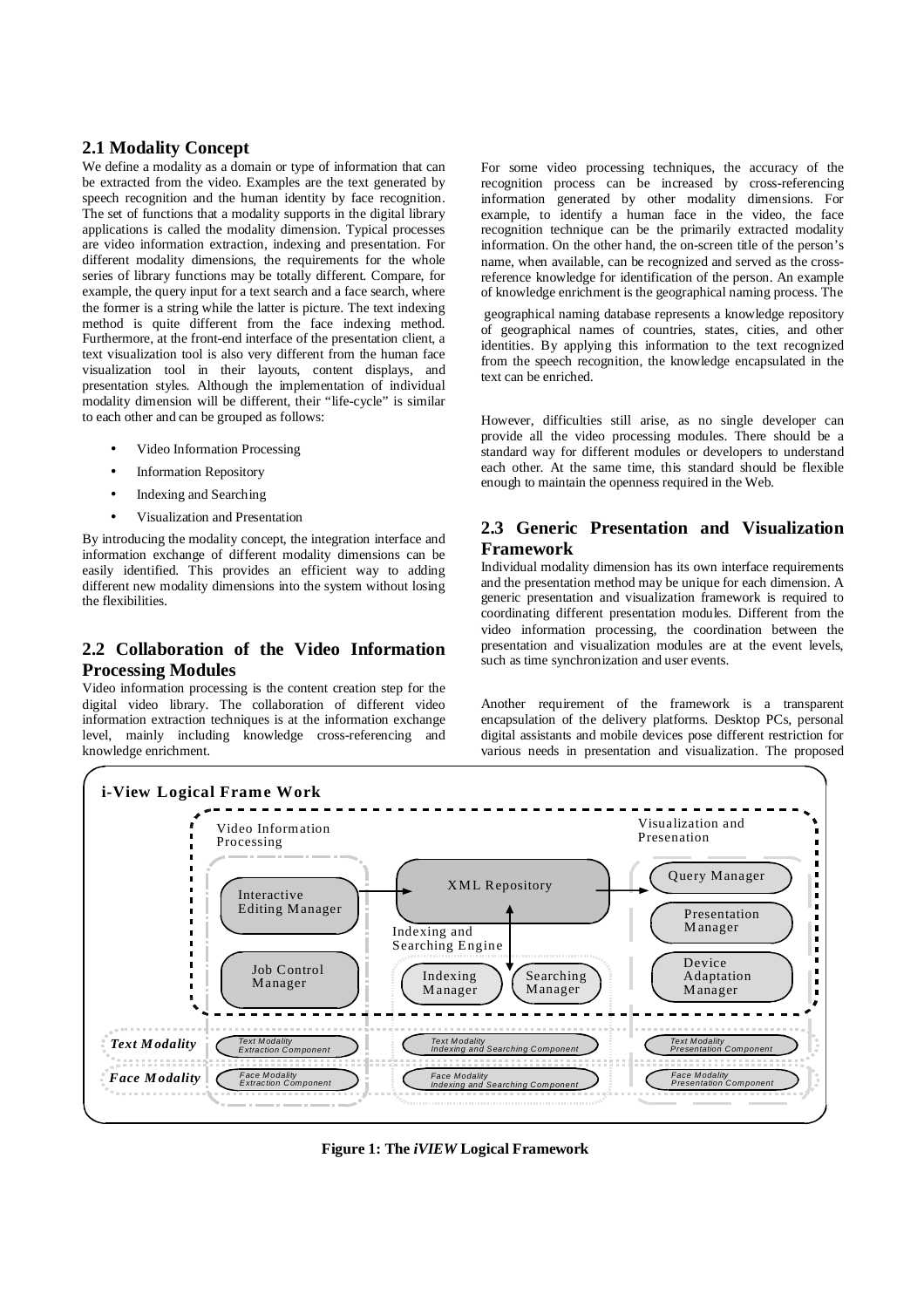## 2.1 Modality Concept

We define a modality as a domain or type of information that can be extracted from the video. Examples are the text generated by speech recognition and the human identity by face recognition. The set of functions that a modality supports in the digital library applications is called the modality dimension. Typical processes are video information extraction, indexing and presentation. For different modality dimensions, the requirements for the whole series of library functions may be totally different. Compare, for example, the query input for a text search and a face search, where the former is a string while the latter is picture. The text indexing method is quite different from the face indexing method. Furthermore, at the front-end interface of the presentation client, a text visualization tool is also very different from the human face visualization tool in their layouts, content displays, and presentation styles. Although the implementation of individual modality dimension will be different, their "life-cycle" is similar to each other and can be grouped as follows:

- Video Information Processing
- Information Repository
- Indexing and Searching
- Visualization and Presentation

By introducing the modality concept, the integration interface and information exchange of different modality dimensions can be easily identified. This provides an efficient way to adding different new modality dimensions into the system without losing the flexibilities.

## 2.2 Collaboration of the Video Information Processing Modules

Video information processing is the content creation step for the digital video library. The collaboration of different video information extraction techniques is at the information exchange level, mainly including knowledge cross-referencing and knowledge enrichment.

For some video processing techniques, the accuracy of the recognition process can be increased by cross-referencing information generated by other modality dimensions. For example, to identify a human face in the video, the face recognition technique can be the primarily extracted modality information. On the other hand, the on-screen title of the person's name, when available, can be recognized and served as the cross-reference knowledge for identification of the person. An example of knowledge enrichment is the geographical naming process. The geographical naming database represents a knowledge repository of geographical names of countries, states, cities, and other identities. By applying this information to the text recognized from the speech recognition, the knowledge encapsulated in the text can be enriched.

However, difficulties still arise, as no single developer can provide all the video processing modules. There should be a standard way for different modules or developers to understand each other. At the same time, this standard should be flexible enough to maintain the openness required in the Web.

## 2.3 Generic Presentation and Visualization Framework

Individual modality dimension has its own interface requirements and the presentation method may be unique for each dimension. A generic presentation and visualization framework is required to coordinating different presentation modules. Different from the video information processing, the coordination between the presentation and visualization modules are at the event levels, such as time synchronization and user events.

Another requirement of the framework is a transparent encapsulation of the delivery platforms. Desktop PCs, personal digital assistants and mobile devices pose different restriction for various needs in presentation and visualization. The proposed

**Figure 1: The *iVIEW* Logical Framework**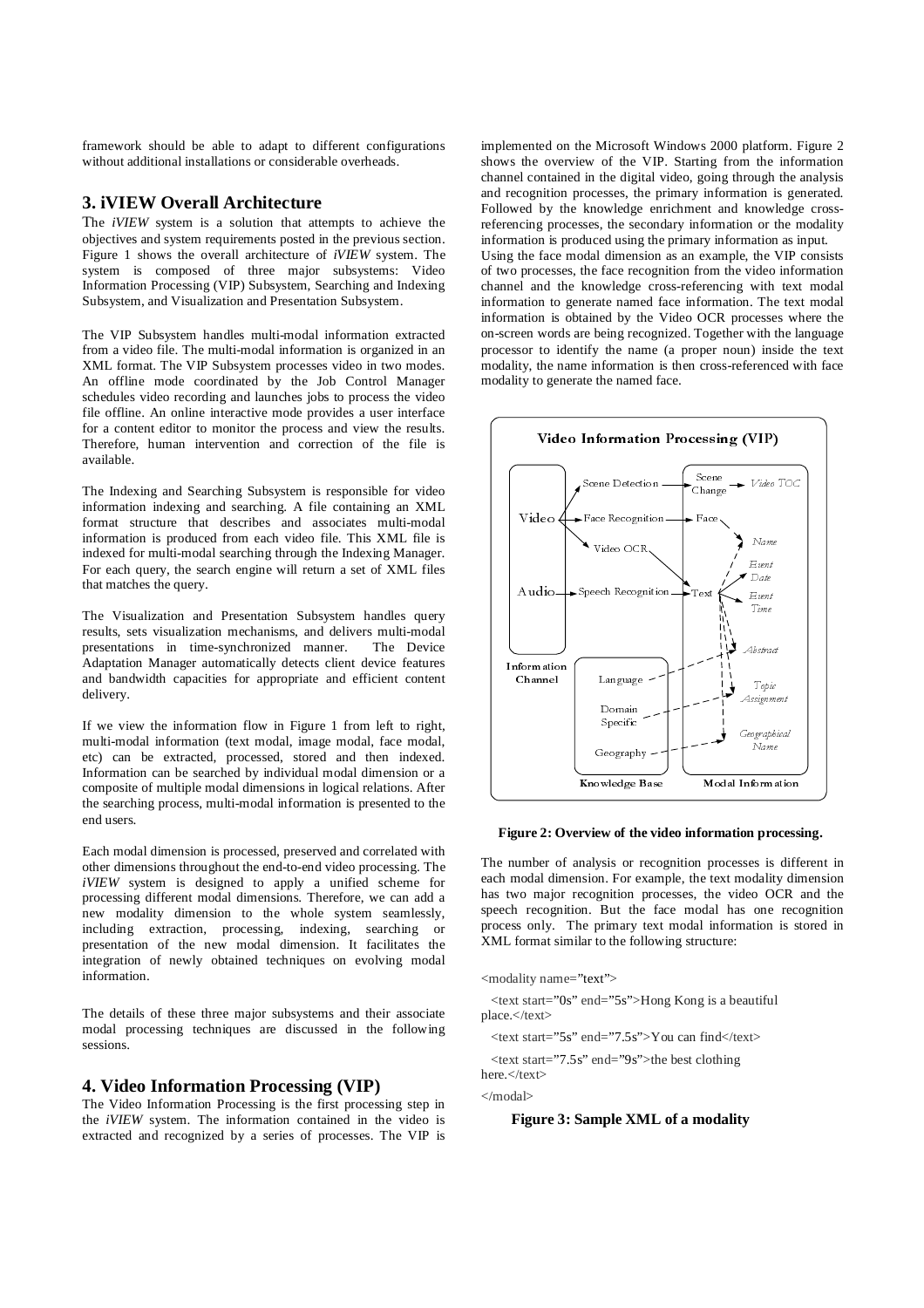framework should be able to adapt to different configurations without additional installations or considerable overheads.

## 3. iVIEW Overall Architecture

The *iVIEW* system is a solution that attempts to achieve the objectives and system requirements posted in the previous section. Figure 1 shows the overall architecture of *iVIEW* system. The system is composed of three major subsystems: Video Information Processing (VIP) Subsystem, Searching and Indexing Subsystem, and Visualization and Presentation Subsystem.

The VIP Subsystem handles multi-modal information extracted from a video file. The multi-modal information is organized in an XML format. The VIP Subsystem processes video in two modes. An offline mode coordinated by the Job Control Manager schedules video recording and launches jobs to process the video file offline. An online interactive mode provides a user interface for a content editor to monitor the process and view the results. Therefore, human intervention and correction of the file is available.

The Indexing and Searching Subsystem is responsible for video information indexing and searching. A file containing an XML format structure that describes and associates multi-modal information is produced from each video file. This XML file is indexed for multi-modal searching through the Indexing Manager. For each query, the search engine will return a set of XML files that matches the query.

The Visualization and Presentation Subsystem handles query results, sets visualization mechanisms, and delivers multi-modal presentations in time-synchronized manner. The Device Adaptation Manager automatically detects client device features and bandwidth capacities for appropriate and efficient content delivery.

If we view the information flow in Figure 1 from left to right, multi-modal information (text modal, image modal, face modal, etc) can be extracted, processed, stored and then indexed. Information can be searched by individual modal dimension or a composite of multiple modal dimensions in logical relations. After the searching process, multi-modal information is presented to the end users.

Each modal dimension is processed, preserved and correlated with other dimensions throughout the end-to-end video processing. The *iVIEW* system is designed to apply a unified scheme for processing different modal dimensions. Therefore, we can add a new modality dimension to the whole system seamlessly, including extraction, processing, indexing, searching or presentation of the new modal dimension. It facilitates the integration of newly obtained techniques on evolving modal information.

The details of these three major subsystems and their associate modal processing techniques are discussed in the following sessions.

## 4. Video Information Processing (VIP)

The Video Information Processing is the first processing step in the *iVIEW* system. The information contained in the video is extracted and recognized by a series of processes. The VIP is implemented on the Microsoft Windows 2000 platform. Figure 2 shows the overview of the VIP. Starting from the information channel contained in the digital video, going through the analysis and recognition processes, the primary information is generated. Followed by the knowledge enrichment and knowledge cross-referencing processes, the secondary information or the modality information is produced using the primary information as input.

Using the face modal dimension as an example, the VIP consists of two processes, the face recognition from the video information channel and the knowledge cross-referencing with text modal information to generate named face information. The text modal information is obtained by the Video OCR processes where the on-screen words are being recognized. Together with the language processor to identify the name (a proper noun) inside the text modality, the name information is then cross-referenced with face modality to generate the named face.

**Figure 2: Overview of the video information processing.**

The number of analysis or recognition processes is different in each modal dimension. For example, the text modality dimension has two major recognition processes, the video OCR and the speech recognition. But the face modal has one recognition process only. The primary text modal information is stored in XML format similar to the following structure:

```
<modality name="text">
  <text start="0s" end="5s">Hong Kong is a beautiful place.</text>
  <text start="5s" end="7.5s">You can find</text>
  <text start="7.5s" end="9s">the best clothing here.</text>
</modal>
```

**Figure 3: Sample XML of a modality**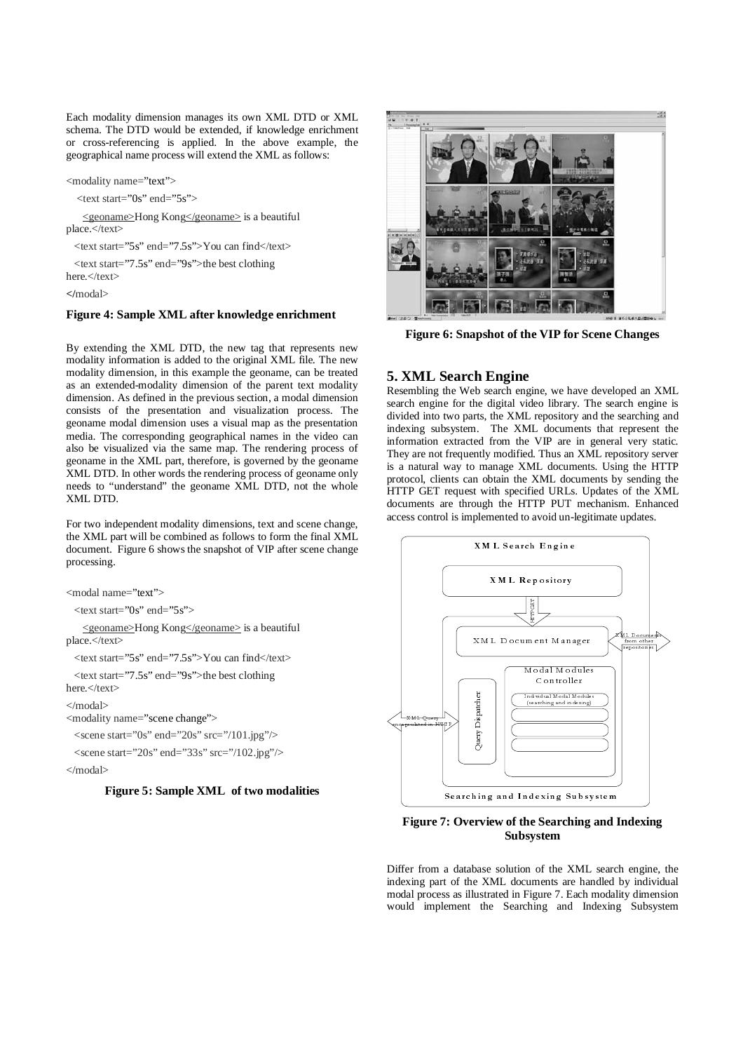Each modality dimension manages its own XML DTD or XML schema. The DTD would be extended, if knowledge enrichment or cross-referencing is applied. In the above example, the geographical name process will extend the XML as follows:

```
<modality name="text">
  <text start="0s" end="5s">
    <geoname>Hong Kong</geoname> is a beautiful place.</text>
  <text start="5s" end="7.5s">You can find</text>
  <text start="7.5s" end="9s">the best clothing here.</text>
</modal>
```

**Figure 4: Sample XML after knowledge enrichment**

By extending the XML DTD, the new tag that represents new modality information is added to the original XML file. The new modality dimension, in this example the geoname, can be treated as an extended-modality dimension of the parent text modality dimension. As defined in the previous section, a modal dimension consists of the presentation and visualization process. The geoname modal dimension uses a visual map as the presentation media. The corresponding geographical names in the video can also be visualized via the same map. The rendering process of geoname in the XML part, therefore, is governed by the geoname XML DTD. In other words the rendering process of geoname only needs to "understand" the geoname XML DTD, not the whole XML DTD.

For two independent modality dimensions, text and scene change, the XML part will be combined as follows to form the final XML document. Figure 6 shows the snapshot of VIP after scene change processing.

```
<modal name="text">
  <text start="0s" end="5s">
    <geoname>Hong Kong</geoname> is a beautiful place.</text>
  <text start="5s" end="7.5s">You can find</text>
  <text start="7.5s" end="9s">the best clothing here.</text>
</modal>
<modality name="scene change">
  <scene start="0s" end="20s" src="/101.jpg"/>
  <scene start="20s" end="33s" src="/102.jpg"/>
</modal>
```

**Figure 5: Sample XML of two modalities**

**Figure 6: Snapshot of the VIP for Scene Changes**

## 5. XML Search Engine

Resembling the Web search engine, we have developed an XML search engine for the digital video library. The search engine is divided into two parts, the XML repository and the searching and indexing subsystem. The XML documents that represent the information extracted from the VIP are in general very static. They are not frequently modified. Thus an XML repository server is a natural way to manage XML documents. Using the HTTP protocol, clients can obtain the XML documents by sending the HTTP GET request with specified URLs. Updates of the XML documents are through the HTTP PUT mechanism. Enhanced access control is implemented to avoid un-legitimate updates.

**Figure 7: Overview of the Searching and Indexing Subsystem**

Differ from a database solution of the XML search engine, the indexing part of the XML documents are handled by individual modal process as illustrated in Figure 7. Each modality dimension would implement the Searching and Indexing Subsystem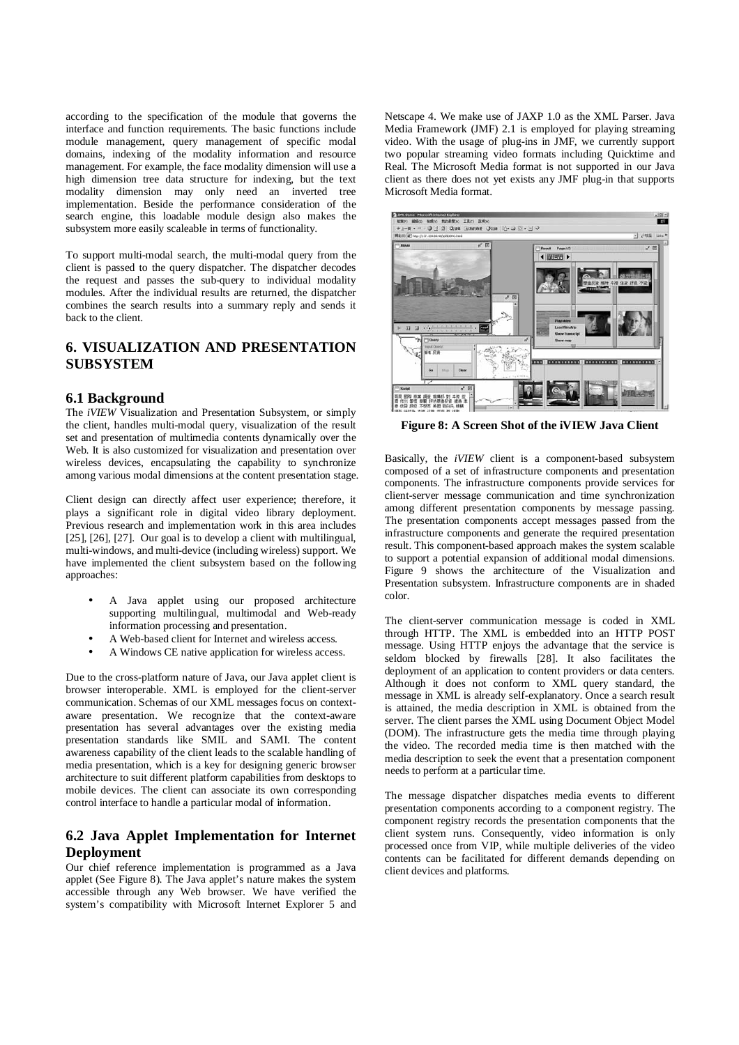according to the specification of the module that governs the interface and function requirements. The basic functions include module management, query management of specific modal domains, indexing of the modality information and resource management. For example, the face modality dimension will use a high dimension tree data structure for indexing, but the text modality dimension may only need an inverted tree implementation. Beside the performance consideration of the search engine, this loadable module design also makes the subsystem more easily scaleable in terms of functionality.

To support multi-modal search, the multi-modal query from the client is passed to the query dispatcher. The dispatcher decodes the request and passes the sub-query to individual modality modules. After the individual results are returned, the dispatcher combines the search results into a summary reply and sends it back to the client.

## 6. VISUALIZATION AND PRESENTATION SUBSYSTEM

### 6.1 Background

The *iVIEW* Visualization and Presentation Subsystem, or simply the client, handles multi-modal query, visualization of the result set and presentation of multimedia contents dynamically over the Web. It is also customized for visualization and presentation over wireless devices, encapsulating the capability to synchronize among various modal dimensions at the content presentation stage.

Client design can directly affect user experience; therefore, it plays a significant role in digital video library deployment. Previous research and implementation work in this area includes [25], [26], [27]. Our goal is to develop a client with multilingual, multi-windows, and multi-device (including wireless) support. We have implemented the client subsystem based on the following approaches:

- A Java applet using our proposed architecture supporting multilingual, multimodal and Web-ready information processing and presentation.
- A Web-based client for Internet and wireless access.
- A Windows CE native application for wireless access.

Due to the cross-platform nature of Java, our Java applet client is browser interoperable. XML is employed for the client-server communication. Schemas of our XML messages focus on context-aware presentation. We recognize that the context-aware presentation has several advantages over the existing media presentation standards like SMIL and SAMI. The content awareness capability of the client leads to the scalable handling of media presentation, which is a key for designing generic browser architecture to suit different platform capabilities from desktops to mobile devices. The client can associate its own corresponding control interface to handle a particular modal of information.

### 6.2 Java Applet Implementation for Internet Deployment

Our chief reference implementation is programmed as a Java applet (See Figure 8). The Java applet's nature makes the system accessible through any Web browser. We have verified the system's compatibility with Microsoft Internet Explorer 5 and Netscape 4. We make use of JAXP 1.0 as the XML Parser. Java Media Framework (JMF) 2.1 is employed for playing streaming video. With the usage of plug-ins in JMF, we currently support two popular streaming video formats including Quicktime and Real. The Microsoft Media format is not supported in our Java client as there does not yet exists any JMF plug-in that supports Microsoft Media format.

**Figure 8: A Screen Shot of the iVIEW Java Client**

Basically, the *iVIEW* client is a component-based subsystem composed of a set of infrastructure components and presentation components. The infrastructure components provide services for client-server message communication and time synchronization among different presentation components by message passing. The presentation components accept messages passed from the infrastructure components and generate the required presentation result. This component-based approach makes the system scalable to support a potential expansion of additional modal dimensions. Figure 9 shows the architecture of the Visualization and Presentation subsystem. Infrastructure components are in shaded color.

The client-server communication message is coded in XML through HTTP. The XML is embedded into an HTTP POST message. Using HTTP enjoys the advantage that the service is seldom blocked by firewalls [28]. It also facilitates the deployment of an application to content providers or data centers. Although it does not conform to XML query standard, the message in XML is already self-explanatory. Once a search result is attained, the media description in XML is obtained from the server. The client parses the XML using Document Object Model (DOM). The infrastructure gets the media time through playing the video. The recorded media time is then matched with the media description to seek the event that a presentation component needs to perform at a particular time.

The message dispatcher dispatches media events to different presentation components according to a component registry. The component registry records the presentation components that the client system runs. Consequently, video information is only processed once from VIP, while multiple deliveries of the video contents can be facilitated for different demands depending on client devices and platforms.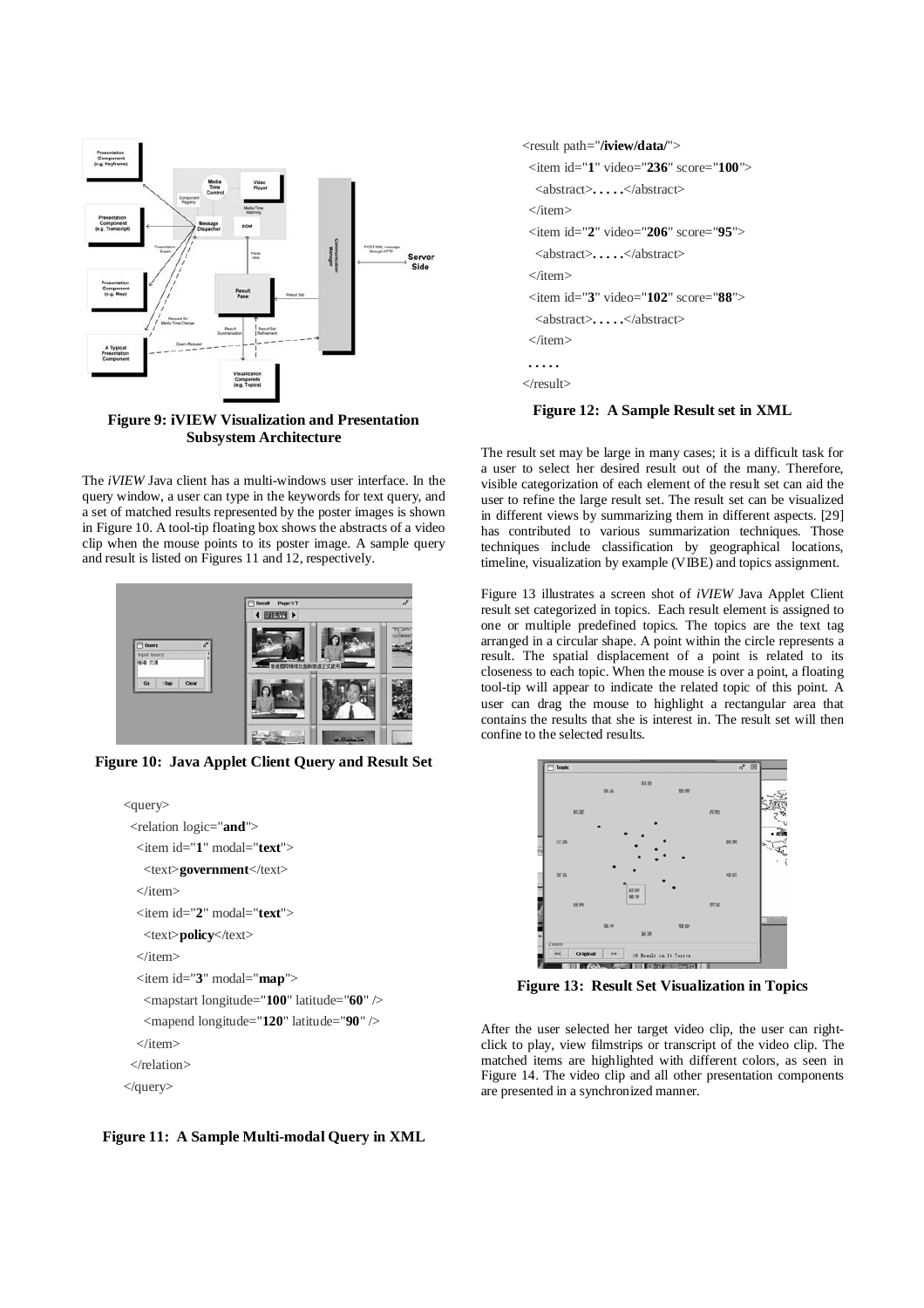**Figure 9: iVIEW Visualization and Presentation Subsystem Architecture**

The *iVIEW* Java client has a multi-windows user interface. In the query window, a user can type in the keywords for text query, and a set of matched results represented by the poster images is shown in Figure 10. A tool-tip floating box shows the abstracts of a video clip when the mouse points to its poster image. A sample query and result is listed on Figures 11 and 12, respectively.

**Figure 10: Java Applet Client Query and Result Set**

```
<query>
 <relation logic="and">
  <item id="1" modal="text">
   <text>government</text>
  </item>
  <item id="2" modal="text">
   <text>policy</text>
  </item>
  <item id="3" modal="map">
   <mapstart longitude="100" latitude="60" />
   <mapend longitude="120" latitude="90" />
  </item>
 </relation>
</query>
```

**Figure 11: A Sample Multi-modal Query in XML**

```
<result path="/iview/data/">
 <item id="1" video="236" score="100">
  <abstract>.....</abstract>
 </item>
 <item id="2" video="206" score="95">
  <abstract>.....</abstract>
 </item>
 <item id="3" video="102" score="88">
  <abstract>.....</abstract>
 </item>
 .....
</result>
```

**Figure 12: A Sample Result set in XML**

The result set may be large in many cases; it is a difficult task for a user to select her desired result out of the many. Therefore, visible categorization of each element of the result set can aid the user to refine the large result set. The result set can be visualized in different views by summarizing them in different aspects. [29] has contributed to various summarization techniques. Those techniques include classification by geographical locations, timeline, visualization by example (VIBE) and topics assignment.

Figure 13 illustrates a screen shot of *iVIEW* Java Applet Client result set categorized in topics. Each result element is assigned to one or multiple predefined topics. The topics are the text tag arranged in a circular shape. A point within the circle represents a result. The spatial displacement of a point is related to its closeness to each topic. When the mouse is over a point, a floating tool-tip will appear to indicate the related topic of this point. A user can drag the mouse to highlight a rectangular area that contains the results that she is interest in. The result set will then confine to the selected results.

**Figure 13: Result Set Visualization in Topics**

After the user selected her target video clip, the user can right-click to play, view filmstrips or transcript of the video clip. The matched items are highlighted with different colors, as seen in Figure 14. The video clip and all other presentation components are presented in a synchronized manner.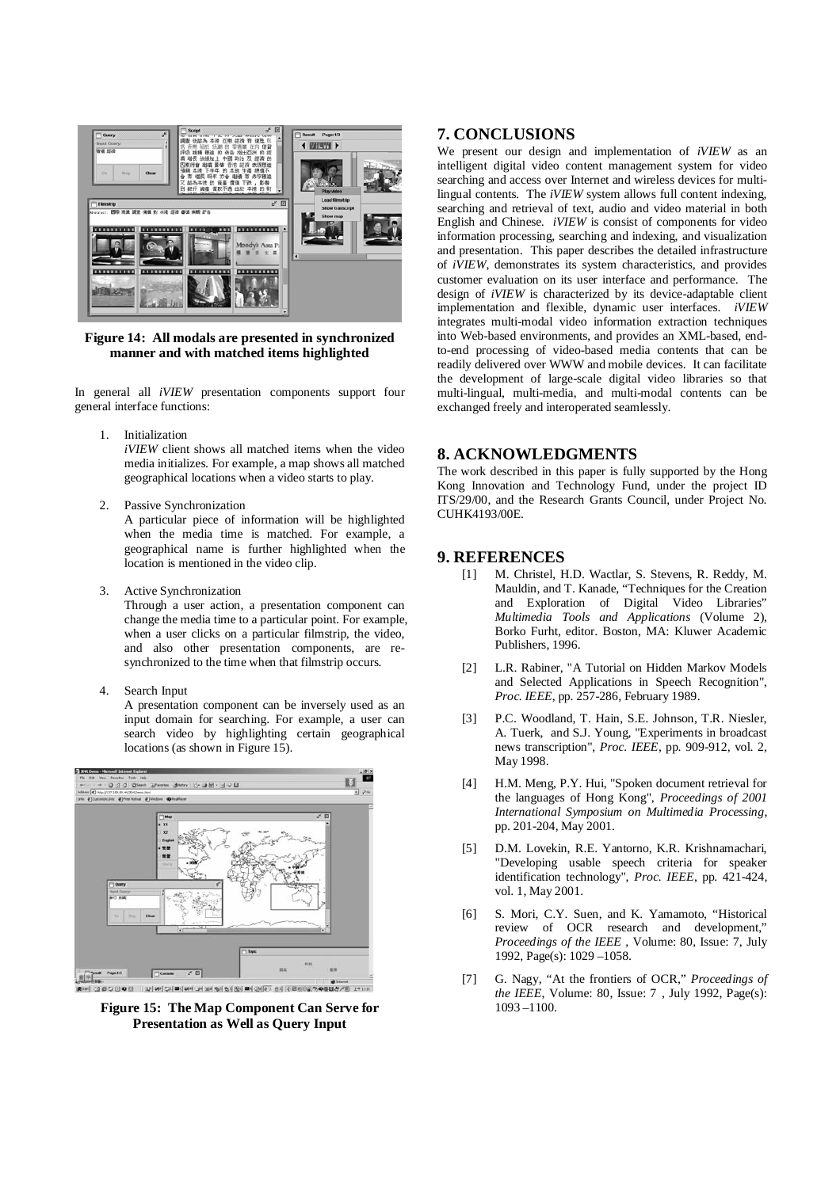**Figure 14: All modals are presented in synchronized manner and with matched items highlighted**

In general all *iVIEW* presentation components support four general interface functions:

1. Initialization
   *iVIEW* client shows all matched items when the video media initializes. For example, a map shows all matched geographical locations when a video starts to play.

2. Passive Synchronization
   A particular piece of information will be highlighted when the media time is matched. For example, a geographical name is further highlighted when the location is mentioned in the video clip.

3. Active Synchronization
   Through a user action, a presentation component can change the media time to a particular point. For example, when a user clicks on a particular filmstrip, the video, and also other presentation components, are re-synchronized to the time when that filmstrip occurs.

4. Search Input
   A presentation component can be inversely used as an input domain for searching. For example, a user can search video by highlighting certain geographical locations (as shown in Figure 15).

**Figure 15: The Map Component Can Serve for Presentation as Well as Query Input**

## 7. CONCLUSIONS

We present our design and implementation of *iVIEW* as an intelligent digital video content management system for video searching and access over Internet and wireless devices for multi-lingual contents. The *iVIEW* system allows full content indexing, searching and retrieval of text, audio and video material in both English and Chinese. *iVIEW* is consist of components for video information processing, searching and indexing, and visualization and presentation. This paper describes the detailed infrastructure of *iVIEW*, demonstrates its system characteristics, and provides customer evaluation on its user interface and performance. The design of *iVIEW* is characterized by its device-adaptable client implementation and flexible, dynamic user interfaces. *iVIEW* integrates multi-modal video information extraction techniques into Web-based environments, and provides an XML-based, end-to-end processing of video-based media contents that can be readily delivered over WWW and mobile devices. It can facilitate the development of large-scale digital video libraries so that multi-lingual, multi-media, and multi-modal contents can be exchanged freely and interoperated seamlessly.

## 8. ACKNOWLEDGMENTS

The work described in this paper is fully supported by the Hong Kong Innovation and Technology Fund, under the project ID ITS/29/00, and the Research Grants Council, under Project No. CUHK4193/00E.

## 9. REFERENCES

[1] M. Christel, H.D. Wactlar, S. Stevens, R. Reddy, M. Mauldin, and T. Kanade, "Techniques for the Creation and Exploration of Digital Video Libraries" *Multimedia Tools and Applications* (Volume 2), Borko Furht, editor. Boston, MA: Kluwer Academic Publishers, 1996.

[2] L.R. Rabiner, "A Tutorial on Hidden Markov Models and Selected Applications in Speech Recognition", *Proc. IEEE*, pp. 257-286, February 1989.

[3] P.C. Woodland, T. Hain, S.E. Johnson, T.R. Niesler, A. Tuerk, and S.J. Young, "Experiments in broadcast news transcription", *Proc. IEEE*, pp. 909-912, vol. 2, May 1998.

[4] H.M. Meng, P.Y. Hui, "Spoken document retrieval for the languages of Hong Kong", *Proceedings of 2001 International Symposium on Multimedia Processing*, pp. 201-204, May 2001.

[5] D.M. Lovekin, R.E. Yantorno, K.R. Krishnamachari, "Developing usable speech criteria for speaker identification technology", *Proc. IEEE*, pp. 421-424, vol. 1, May 2001.

[6] S. Mori, C.Y. Suen, and K. Yamamoto, "Historical review of OCR research and development," *Proceedings of the IEEE* , Volume: 80, Issue: 7, July 1992, Page(s): 1029 –1058.

[7] G. Nagy, "At the frontiers of OCR," *Proceedings of the IEEE*, Volume: 80, Issue: 7 , July 1992, Page(s): 1093 –1100.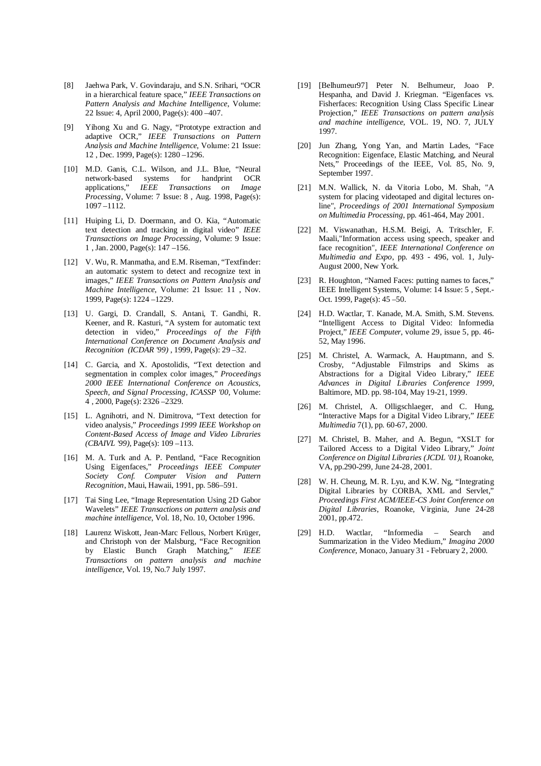[8] Jaehwa Park, V. Govindaraju, and S.N. Srihari, "OCR in a hierarchical feature space," *IEEE Transactions on Pattern Analysis and Machine Intelligence*, Volume: 22 Issue: 4, April 2000, Page(s): 400 –407.

[9] Yihong Xu and G. Nagy, "Prototype extraction and adaptive OCR," *IEEE Transactions on Pattern Analysis and Machine Intelligence*, Volume: 21 Issue: 12 , Dec. 1999, Page(s): 1280 –1296.

[10] M.D. Ganis, C.L. Wilson, and J.L. Blue, "Neural network-based systems for handprint OCR applications," *IEEE Transactions on Image Processing*, Volume: 7 Issue: 8 , Aug. 1998, Page(s): 1097 –1112.

[11] Huiping Li, D. Doermann, and O. Kia, "Automatic text detection and tracking in digital video" *IEEE Transactions on Image Processing*, Volume: 9 Issue: 1 , Jan. 2000, Page(s): 147 –156.

[12] V. Wu, R. Manmatha, and E.M. Riseman, "Textfinder: an automatic system to detect and recognize text in images," *IEEE Transactions on Pattern Analysis and Machine Intelligence*, Volume: 21 Issue: 11 , Nov. 1999, Page(s): 1224 –1229.

[13] U. Gargi, D. Crandall, S. Antani, T. Gandhi, R. Keener, and R. Kasturi, "A system for automatic text detection in video," *Proceedings of the Fifth International Conference on Document Analysis and Recognition (ICDAR '99)* , 1999, Page(s): 29 –32.

[14] C. Garcia, and X. Apostolidis, "Text detection and segmentation in complex color images," *Proceedings 2000 IEEE International Conference on Acoustics, Speech, and Signal Processing, ICASSP '00*, Volume: 4 , 2000, Page(s): 2326 –2329.

[15] L. Agnihotri, and N. Dimitrova, "Text detection for video analysis," *Proceedings 1999 IEEE Workshop on Content-Based Access of Image and Video Libraries (CBAIVL '99)*, Page(s): 109 –113.

[16] M. A. Turk and A. P. Pentland, "Face Recognition Using Eigenfaces," *Proceedings IEEE Computer Society Conf. Computer Vision and Pattern Recognition*, Maui, Hawaii, 1991, pp. 586–591.

[17] Tai Sing Lee, "Image Representation Using 2D Gabor Wavelets" *IEEE Transactions on pattern analysis and machine intelligence*, Vol. 18, No. 10, October 1996.

[18] Laurenz Wiskott, Jean-Marc Fellous, Norbert Krüger, and Christoph von der Malsburg, "Face Recognition by Elastic Bunch Graph Matching," *IEEE Transactions on pattern analysis and machine intelligence*, Vol. 19, No.7 July 1997.

[19] [Belhumeur97] Peter N. Belhumeur, Joao P. Hespanha, and David J. Kriegman. "Eigenfaces vs. Fisherfaces: Recognition Using Class Specific Linear Projection," *IEEE Transactions on pattern analysis and machine intelligence*, VOL. 19, NO. 7, JULY 1997.

[20] Jun Zhang, Yong Yan, and Martin Lades, "Face Recognition: Eigenface, Elastic Matching, and Neural Nets," Proceedings of the IEEE, Vol. 85, No. 9, September 1997.

[21] M.N. Wallick, N. da Vitoria Lobo, M. Shah, "A system for placing videotaped and digital lectures on-line", *Proceedings of 2001 International Symposium on Multimedia Processing*, pp. 461-464, May 2001.

[22] M. Viswanathan, H.S.M. Beigi, A. Tritschler, F. Maali,"Information access using speech, speaker and face recognition", *IEEE International Conference on Multimedia and Expo*, pp. 493 - 496, vol. 1, July-August 2000, New York.

[23] R. Houghton, "Named Faces: putting names to faces," IEEE Intelligent Systems, Volume: 14 Issue: 5 , Sept.-Oct. 1999, Page(s): 45 –50.

[24] H.D. Wactlar, T. Kanade, M.A. Smith, S.M. Stevens. "Intelligent Access to Digital Video: Informedia Project," *IEEE Computer*, volume 29, issue 5, pp. 46-52, May 1996.

[25] M. Christel, A. Warmack, A. Hauptmann, and S. Crosby, "Adjustable Filmstrips and Skims as Abstractions for a Digital Video Library," *IEEE Advances in Digital Libraries Conference 1999*, Baltimore, MD. pp. 98-104, May 19-21, 1999.

[26] M. Christel, A. Olligschlaeger, and C. Hung, "Interactive Maps for a Digital Video Library," *IEEE Multimedia* 7(1), pp. 60-67, 2000.

[27] M. Christel, B. Maher, and A. Begun, "XSLT for Tailored Access to a Digital Video Library," *Joint Conference on Digital Libraries (JCDL '01)*, Roanoke, VA, pp.290-299, June 24-28, 2001.

[28] W. H. Cheung, M. R. Lyu, and K.W. Ng, "Integrating Digital Libraries by CORBA, XML and Servlet," *Proceedings First ACM/IEEE-CS Joint Conference on Digital Libraries*, Roanoke, Virginia, June 24-28 2001, pp.472.

[29] H.D. Wactlar, "Informedia – Search and Summarization in the Video Medium," *Imagina 2000 Conference*, Monaco, January 31 - February 2, 2000.